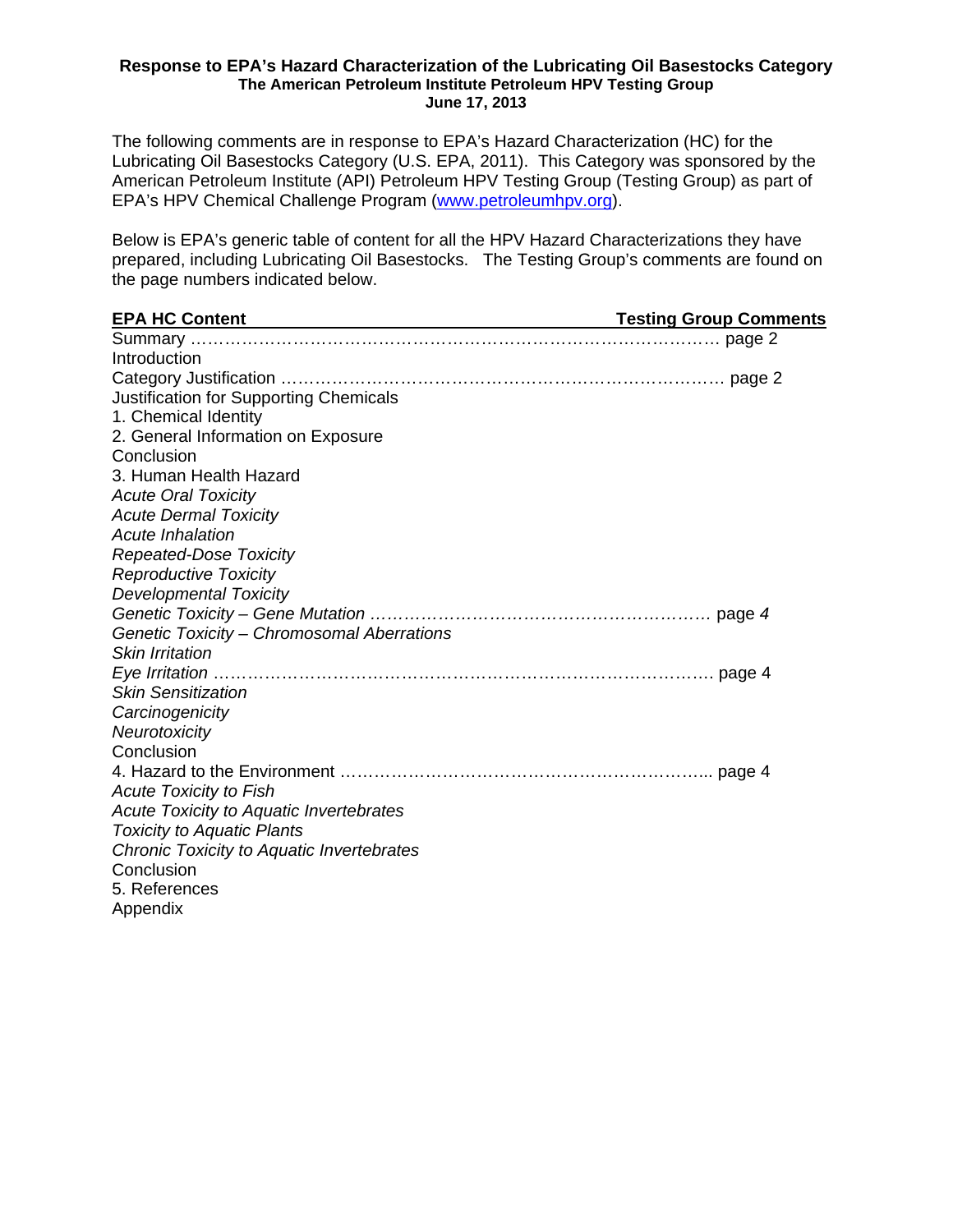**Response to EPA's Hazard Characterization of the Lubricating Oil Basestocks Category**
**The American Petroleum Institute Petroleum HPV Testing Group**
**June 17, 2013**

The following comments are in response to EPA's Hazard Characterization (HC) for the Lubricating Oil Basestocks Category (U.S. EPA, 2011). This Category was sponsored by the American Petroleum Institute (API) Petroleum HPV Testing Group (Testing Group) as part of EPA's HPV Chemical Challenge Program (www.petroleumhpv.org).

Below is EPA's generic table of content for all the HPV Hazard Characterizations they have prepared, including Lubricating Oil Basestocks. The Testing Group's comments are found on the page numbers indicated below.

| **EPA HC Content** | **Testing Group Comments** |
|---|---|
| Summary | page 2 |
| Introduction | |
| Category Justification | page 2 |
| Justification for Supporting Chemicals | |
| 1. Chemical Identity | |
| 2. General Information on Exposure | |
| Conclusion | |
| 3. Human Health Hazard | |
| *Acute Oral Toxicity* | |
| *Acute Dermal Toxicity* | |
| *Acute Inhalation* | |
| *Repeated-Dose Toxicity* | |
| *Reproductive Toxicity* | |
| *Developmental Toxicity* | |
| *Genetic Toxicity – Gene Mutation* | page *4* |
| *Genetic Toxicity – Chromosomal Aberrations* | |
| *Skin Irritation* | |
| *Eye Irritation* | page 4 |
| *Skin Sensitization* | |
| *Carcinogenicity* | |
| *Neurotoxicity* | |
| Conclusion | |
| 4. Hazard to the Environment | page 4 |
| *Acute Toxicity to Fish* | |
| *Acute Toxicity to Aquatic Invertebrates* | |
| *Toxicity to Aquatic Plants* | |
| *Chronic Toxicity to Aquatic Invertebrates* | |
| Conclusion | |
| 5. References | |
| Appendix | |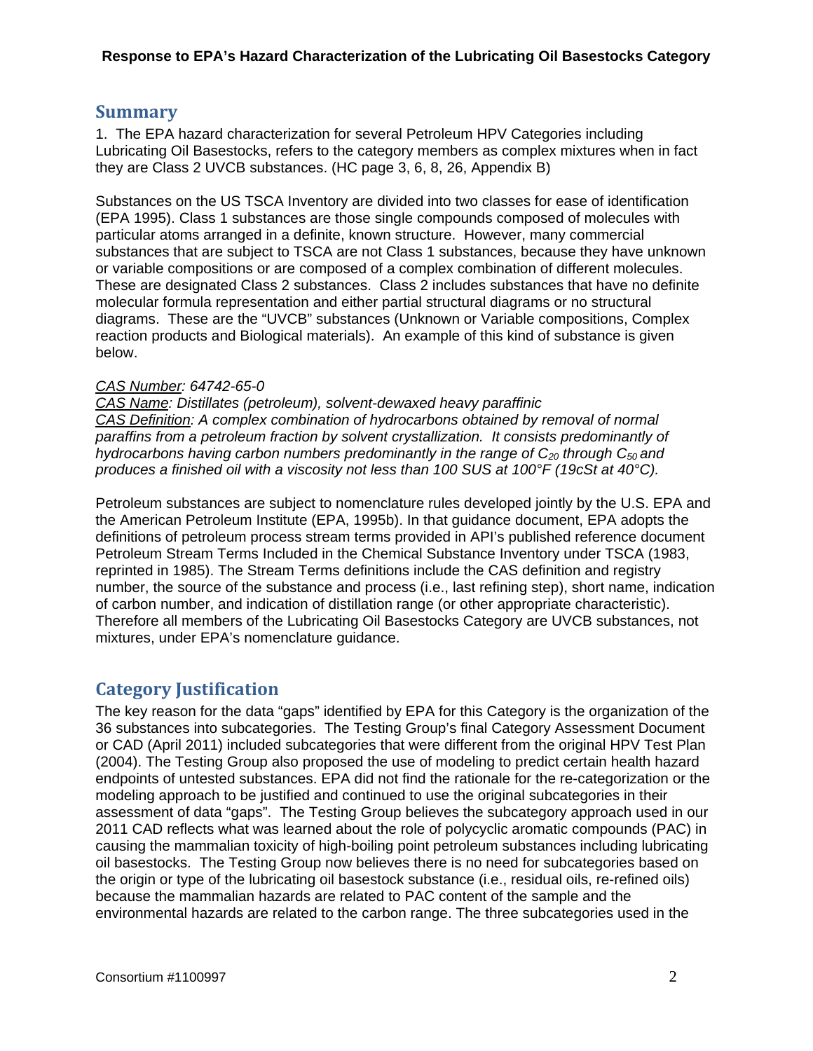## Summary

1. The EPA hazard characterization for several Petroleum HPV Categories including Lubricating Oil Basestocks, refers to the category members as complex mixtures when in fact they are Class 2 UVCB substances. (HC page 3, 6, 8, 26, Appendix B)

Substances on the US TSCA Inventory are divided into two classes for ease of identification (EPA 1995). Class 1 substances are those single compounds composed of molecules with particular atoms arranged in a definite, known structure. However, many commercial substances that are subject to TSCA are not Class 1 substances, because they have unknown or variable compositions or are composed of a complex combination of different molecules. These are designated Class 2 substances. Class 2 includes substances that have no definite molecular formula representation and either partial structural diagrams or no structural diagrams. These are the "UVCB" substances (Unknown or Variable compositions, Complex reaction products and Biological materials). An example of this kind of substance is given below.

*CAS Number: 64742-65-0*
*CAS Name: Distillates (petroleum), solvent-dewaxed heavy paraffinic*
*CAS Definition: A complex combination of hydrocarbons obtained by removal of normal paraffins from a petroleum fraction by solvent crystallization. It consists predominantly of hydrocarbons having carbon numbers predominantly in the range of $C_{20}$ through $C_{50}$ and produces a finished oil with a viscosity not less than 100 SUS at 100°F (19cSt at 40°C).*

Petroleum substances are subject to nomenclature rules developed jointly by the U.S. EPA and the American Petroleum Institute (EPA, 1995b). In that guidance document, EPA adopts the definitions of petroleum process stream terms provided in API's published reference document Petroleum Stream Terms Included in the Chemical Substance Inventory under TSCA (1983, reprinted in 1985). The Stream Terms definitions include the CAS definition and registry number, the source of the substance and process (i.e., last refining step), short name, indication of carbon number, and indication of distillation range (or other appropriate characteristic). Therefore all members of the Lubricating Oil Basestocks Category are UVCB substances, not mixtures, under EPA's nomenclature guidance.

## Category Justification

The key reason for the data "gaps" identified by EPA for this Category is the organization of the 36 substances into subcategories. The Testing Group's final Category Assessment Document or CAD (April 2011) included subcategories that were different from the original HPV Test Plan (2004). The Testing Group also proposed the use of modeling to predict certain health hazard endpoints of untested substances. EPA did not find the rationale for the re-categorization or the modeling approach to be justified and continued to use the original subcategories in their assessment of data "gaps". The Testing Group believes the subcategory approach used in our 2011 CAD reflects what was learned about the role of polycyclic aromatic compounds (PAC) in causing the mammalian toxicity of high-boiling point petroleum substances including lubricating oil basestocks. The Testing Group now believes there is no need for subcategories based on the origin or type of the lubricating oil basestock substance (i.e., residual oils, re-refined oils) because the mammalian hazards are related to PAC content of the sample and the environmental hazards are related to the carbon range. The three subcategories used in the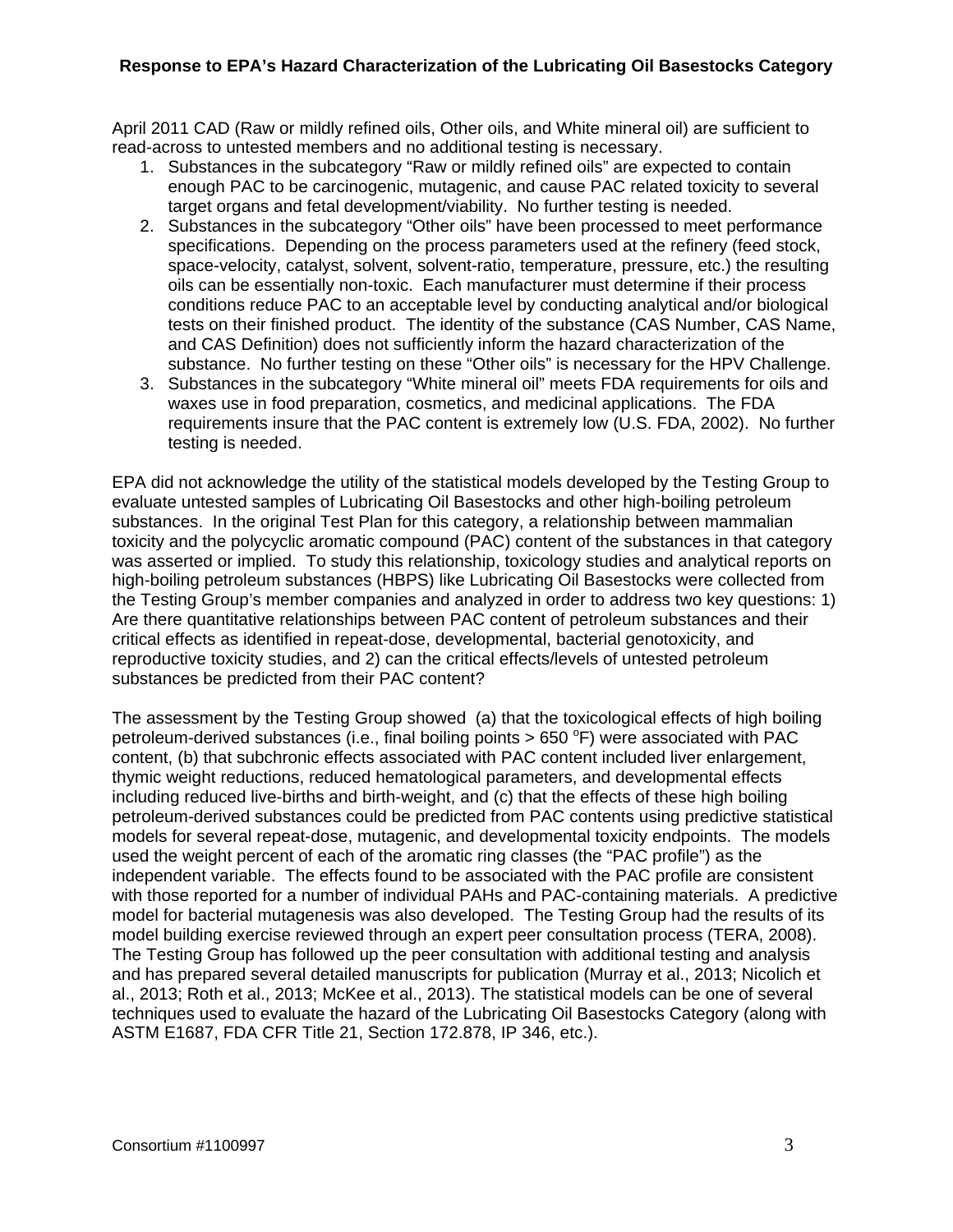April 2011 CAD (Raw or mildly refined oils, Other oils, and White mineral oil) are sufficient to read-across to untested members and no additional testing is necessary.

1. Substances in the subcategory "Raw or mildly refined oils" are expected to contain enough PAC to be carcinogenic, mutagenic, and cause PAC related toxicity to several target organs and fetal development/viability. No further testing is needed.
2. Substances in the subcategory "Other oils" have been processed to meet performance specifications. Depending on the process parameters used at the refinery (feed stock, space-velocity, catalyst, solvent, solvent-ratio, temperature, pressure, etc.) the resulting oils can be essentially non-toxic. Each manufacturer must determine if their process conditions reduce PAC to an acceptable level by conducting analytical and/or biological tests on their finished product. The identity of the substance (CAS Number, CAS Name, and CAS Definition) does not sufficiently inform the hazard characterization of the substance. No further testing on these "Other oils" is necessary for the HPV Challenge.
3. Substances in the subcategory "White mineral oil" meets FDA requirements for oils and waxes use in food preparation, cosmetics, and medicinal applications. The FDA requirements insure that the PAC content is extremely low (U.S. FDA, 2002). No further testing is needed.

EPA did not acknowledge the utility of the statistical models developed by the Testing Group to evaluate untested samples of Lubricating Oil Basestocks and other high-boiling petroleum substances. In the original Test Plan for this category, a relationship between mammalian toxicity and the polycyclic aromatic compound (PAC) content of the substances in that category was asserted or implied. To study this relationship, toxicology studies and analytical reports on high-boiling petroleum substances (HBPS) like Lubricating Oil Basestocks were collected from the Testing Group's member companies and analyzed in order to address two key questions: 1) Are there quantitative relationships between PAC content of petroleum substances and their critical effects as identified in repeat-dose, developmental, bacterial genotoxicity, and reproductive toxicity studies, and 2) can the critical effects/levels of untested petroleum substances be predicted from their PAC content?

The assessment by the Testing Group showed (a) that the toxicological effects of high boiling petroleum-derived substances (i.e., final boiling points > 650 $^{o}$F) were associated with PAC content, (b) that subchronic effects associated with PAC content included liver enlargement, thymic weight reductions, reduced hematological parameters, and developmental effects including reduced live-births and birth-weight, and (c) that the effects of these high boiling petroleum-derived substances could be predicted from PAC contents using predictive statistical models for several repeat-dose, mutagenic, and developmental toxicity endpoints. The models used the weight percent of each of the aromatic ring classes (the "PAC profile") as the independent variable. The effects found to be associated with the PAC profile are consistent with those reported for a number of individual PAHs and PAC-containing materials. A predictive model for bacterial mutagenesis was also developed. The Testing Group had the results of its model building exercise reviewed through an expert peer consultation process (TERA, 2008). The Testing Group has followed up the peer consultation with additional testing and analysis and has prepared several detailed manuscripts for publication (Murray et al., 2013; Nicolich et al., 2013; Roth et al., 2013; McKee et al., 2013). The statistical models can be one of several techniques used to evaluate the hazard of the Lubricating Oil Basestocks Category (along with ASTM E1687, FDA CFR Title 21, Section 172.878, IP 346, etc.).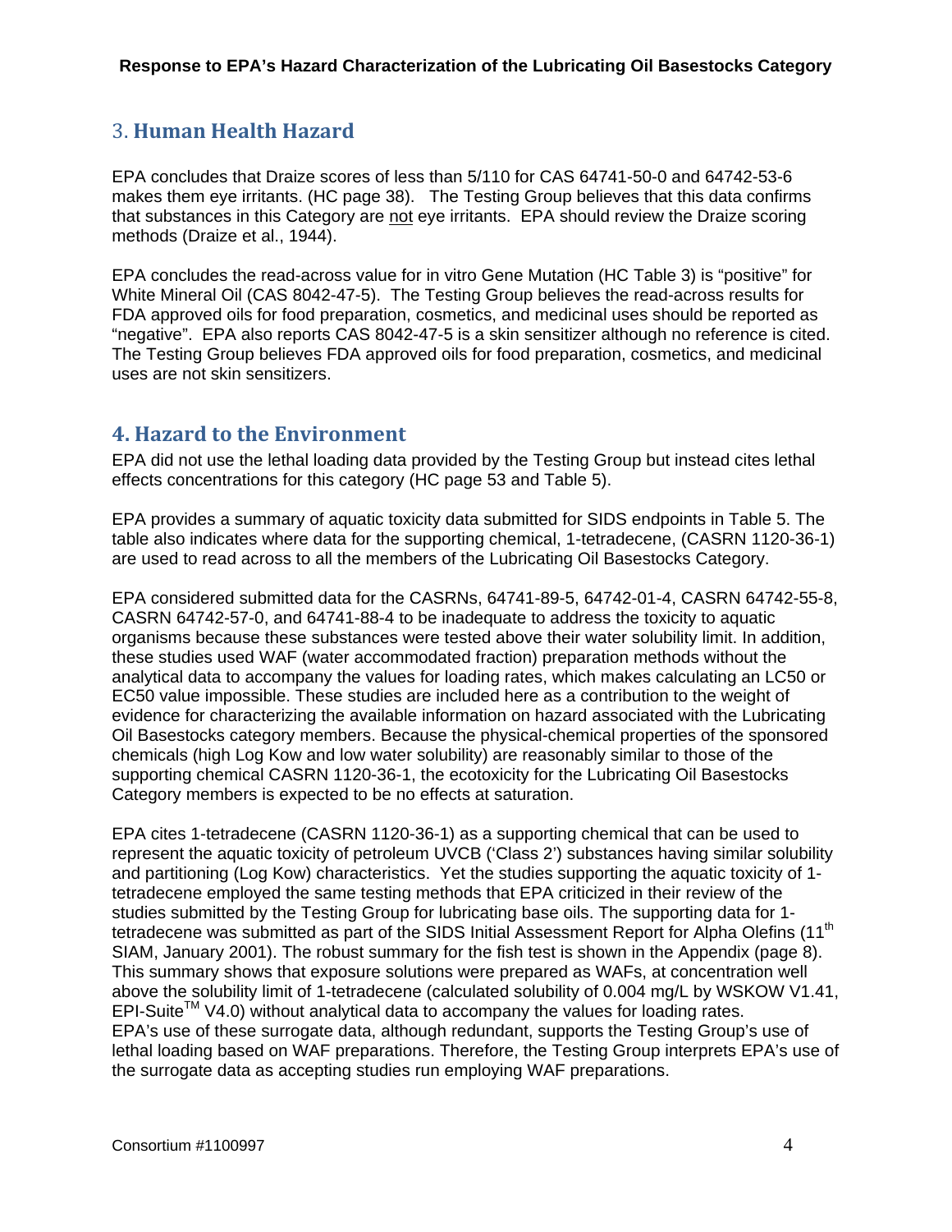## 3. Human Health Hazard

EPA concludes that Draize scores of less than 5/110 for CAS 64741-50-0 and 64742-53-6 makes them eye irritants. (HC page 38). The Testing Group believes that this data confirms that substances in this Category are not eye irritants. EPA should review the Draize scoring methods (Draize et al., 1944).

EPA concludes the read-across value for in vitro Gene Mutation (HC Table 3) is "positive" for White Mineral Oil (CAS 8042-47-5). The Testing Group believes the read-across results for FDA approved oils for food preparation, cosmetics, and medicinal uses should be reported as "negative". EPA also reports CAS 8042-47-5 is a skin sensitizer although no reference is cited. The Testing Group believes FDA approved oils for food preparation, cosmetics, and medicinal uses are not skin sensitizers.

## 4. Hazard to the Environment

EPA did not use the lethal loading data provided by the Testing Group but instead cites lethal effects concentrations for this category (HC page 53 and Table 5).

EPA provides a summary of aquatic toxicity data submitted for SIDS endpoints in Table 5. The table also indicates where data for the supporting chemical, 1-tetradecene, (CASRN 1120-36-1) are used to read across to all the members of the Lubricating Oil Basestocks Category.

EPA considered submitted data for the CASRNs, 64741-89-5, 64742-01-4, CASRN 64742-55-8, CASRN 64742-57-0, and 64741-88-4 to be inadequate to address the toxicity to aquatic organisms because these substances were tested above their water solubility limit. In addition, these studies used WAF (water accommodated fraction) preparation methods without the analytical data to accompany the values for loading rates, which makes calculating an LC50 or EC50 value impossible. These studies are included here as a contribution to the weight of evidence for characterizing the available information on hazard associated with the Lubricating Oil Basestocks category members. Because the physical-chemical properties of the sponsored chemicals (high Log Kow and low water solubility) are reasonably similar to those of the supporting chemical CASRN 1120-36-1, the ecotoxicity for the Lubricating Oil Basestocks Category members is expected to be no effects at saturation.

EPA cites 1-tetradecene (CASRN 1120-36-1) as a supporting chemical that can be used to represent the aquatic toxicity of petroleum UVCB ('Class 2') substances having similar solubility and partitioning (Log Kow) characteristics. Yet the studies supporting the aquatic toxicity of 1-tetradecene employed the same testing methods that EPA criticized in their review of the studies submitted by the Testing Group for lubricating base oils. The supporting data for 1-tetradecene was submitted as part of the SIDS Initial Assessment Report for Alpha Olefins (11th SIAM, January 2001). The robust summary for the fish test is shown in the Appendix (page 8). This summary shows that exposure solutions were prepared as WAFs, at concentration well above the solubility limit of 1-tetradecene (calculated solubility of 0.004 mg/L by WSKOW V1.41, EPI-Suite™ V4.0) without analytical data to accompany the values for loading rates. EPA's use of these surrogate data, although redundant, supports the Testing Group's use of lethal loading based on WAF preparations. Therefore, the Testing Group interprets EPA's use of the surrogate data as accepting studies run employing WAF preparations.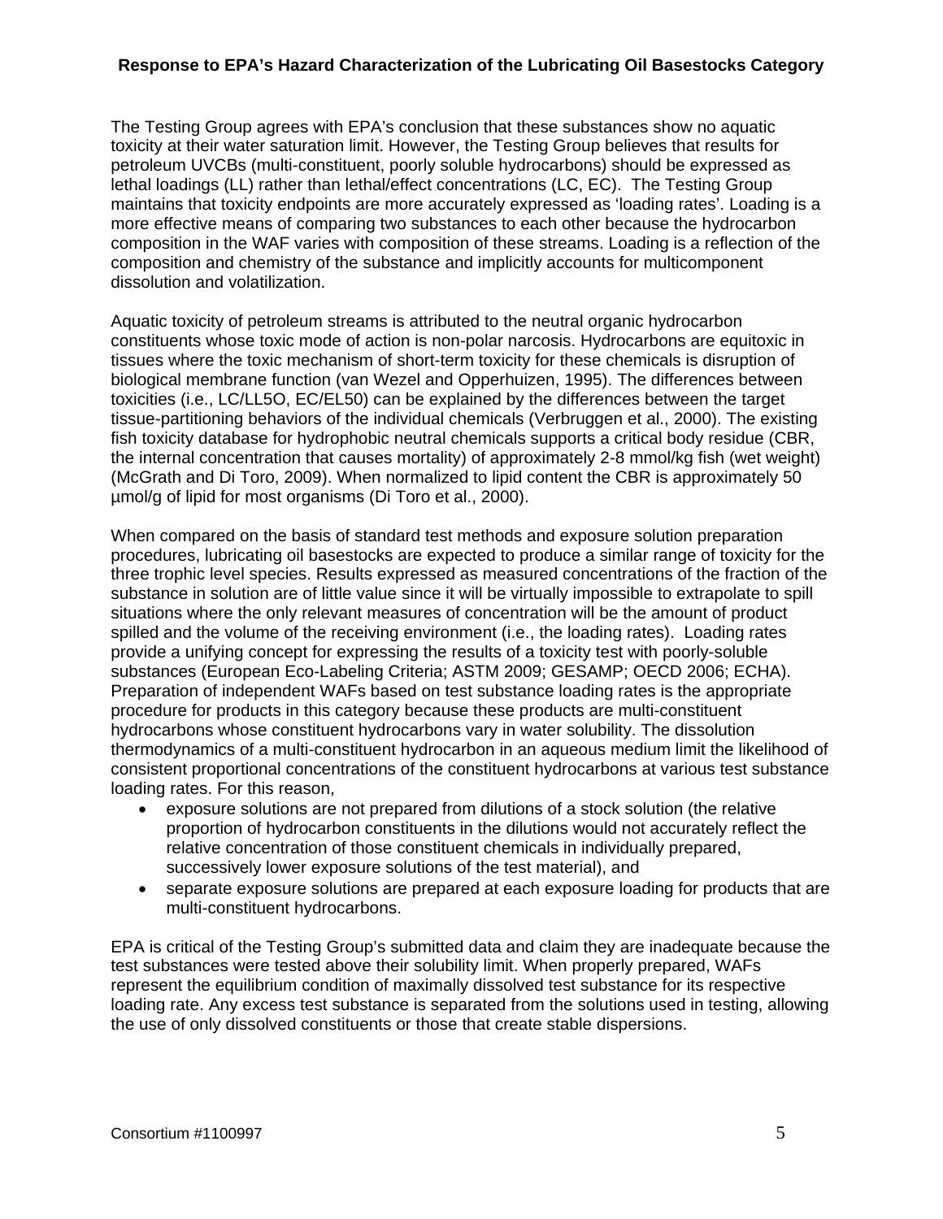The Testing Group agrees with EPA's conclusion that these substances show no aquatic toxicity at their water saturation limit. However, the Testing Group believes that results for petroleum UVCBs (multi-constituent, poorly soluble hydrocarbons) should be expressed as lethal loadings (LL) rather than lethal/effect concentrations (LC, EC). The Testing Group maintains that toxicity endpoints are more accurately expressed as 'loading rates'. Loading is a more effective means of comparing two substances to each other because the hydrocarbon composition in the WAF varies with composition of these streams. Loading is a reflection of the composition and chemistry of the substance and implicitly accounts for multicomponent dissolution and volatilization.

Aquatic toxicity of petroleum streams is attributed to the neutral organic hydrocarbon constituents whose toxic mode of action is non-polar narcosis. Hydrocarbons are equitoxic in tissues where the toxic mechanism of short-term toxicity for these chemicals is disruption of biological membrane function (van Wezel and Opperhuizen, 1995). The differences between toxicities (i.e., LC/LL5O, EC/EL50) can be explained by the differences between the target tissue-partitioning behaviors of the individual chemicals (Verbruggen et al., 2000). The existing fish toxicity database for hydrophobic neutral chemicals supports a critical body residue (CBR, the internal concentration that causes mortality) of approximately 2-8 mmol/kg fish (wet weight) (McGrath and Di Toro, 2009). When normalized to lipid content the CBR is approximately 50 µmol/g of lipid for most organisms (Di Toro et al., 2000).

When compared on the basis of standard test methods and exposure solution preparation procedures, lubricating oil basestocks are expected to produce a similar range of toxicity for the three trophic level species. Results expressed as measured concentrations of the fraction of the substance in solution are of little value since it will be virtually impossible to extrapolate to spill situations where the only relevant measures of concentration will be the amount of product spilled and the volume of the receiving environment (i.e., the loading rates). Loading rates provide a unifying concept for expressing the results of a toxicity test with poorly-soluble substances (European Eco-Labeling Criteria; ASTM 2009; GESAMP; OECD 2006; ECHA). Preparation of independent WAFs based on test substance loading rates is the appropriate procedure for products in this category because these products are multi-constituent hydrocarbons whose constituent hydrocarbons vary in water solubility. The dissolution thermodynamics of a multi-constituent hydrocarbon in an aqueous medium limit the likelihood of consistent proportional concentrations of the constituent hydrocarbons at various test substance loading rates. For this reason,

- exposure solutions are not prepared from dilutions of a stock solution (the relative proportion of hydrocarbon constituents in the dilutions would not accurately reflect the relative concentration of those constituent chemicals in individually prepared, successively lower exposure solutions of the test material), and
- separate exposure solutions are prepared at each exposure loading for products that are multi-constituent hydrocarbons.

EPA is critical of the Testing Group's submitted data and claim they are inadequate because the test substances were tested above their solubility limit. When properly prepared, WAFs represent the equilibrium condition of maximally dissolved test substance for its respective loading rate. Any excess test substance is separated from the solutions used in testing, allowing the use of only dissolved constituents or those that create stable dispersions.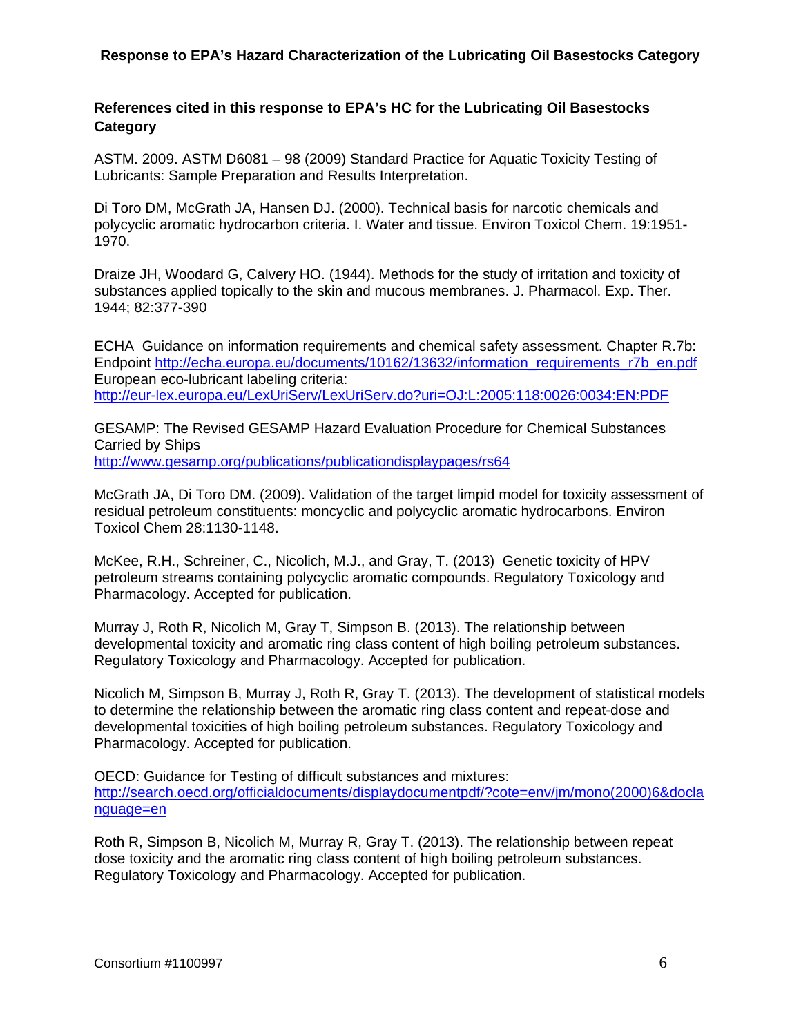### References cited in this response to EPA's HC for the Lubricating Oil Basestocks Category

ASTM. 2009. ASTM D6081 – 98 (2009) Standard Practice for Aquatic Toxicity Testing of Lubricants: Sample Preparation and Results Interpretation.

Di Toro DM, McGrath JA, Hansen DJ. (2000). Technical basis for narcotic chemicals and polycyclic aromatic hydrocarbon criteria. I. Water and tissue. Environ Toxicol Chem. 19:1951-1970.

Draize JH, Woodard G, Calvery HO. (1944). Methods for the study of irritation and toxicity of substances applied topically to the skin and mucous membranes. J. Pharmacol. Exp. Ther. 1944; 82:377-390

ECHA Guidance on information requirements and chemical safety assessment. Chapter R.7b: Endpoint http://echa.europa.eu/documents/10162/13632/information_requirements_r7b_en.pdf
European eco-lubricant labeling criteria:
http://eur-lex.europa.eu/LexUriServ/LexUriServ.do?uri=OJ:L:2005:118:0026:0034:EN:PDF

GESAMP: The Revised GESAMP Hazard Evaluation Procedure for Chemical Substances Carried by Ships
http://www.gesamp.org/publications/publicationdisplaypages/rs64

McGrath JA, Di Toro DM. (2009). Validation of the target limpid model for toxicity assessment of residual petroleum constituents: moncyclic and polycyclic aromatic hydrocarbons. Environ Toxicol Chem 28:1130-1148.

McKee, R.H., Schreiner, C., Nicolich, M.J., and Gray, T. (2013) Genetic toxicity of HPV petroleum streams containing polycyclic aromatic compounds. Regulatory Toxicology and Pharmacology. Accepted for publication.

Murray J, Roth R, Nicolich M, Gray T, Simpson B. (2013). The relationship between developmental toxicity and aromatic ring class content of high boiling petroleum substances. Regulatory Toxicology and Pharmacology. Accepted for publication.

Nicolich M, Simpson B, Murray J, Roth R, Gray T. (2013). The development of statistical models to determine the relationship between the aromatic ring class content and repeat-dose and developmental toxicities of high boiling petroleum substances. Regulatory Toxicology and Pharmacology. Accepted for publication.

OECD: Guidance for Testing of difficult substances and mixtures:
http://search.oecd.org/officialdocuments/displaydocumentpdf/?cote=env/jm/mono(2000)6&doclanguage=en

Roth R, Simpson B, Nicolich M, Murray R, Gray T. (2013). The relationship between repeat dose toxicity and the aromatic ring class content of high boiling petroleum substances. Regulatory Toxicology and Pharmacology. Accepted for publication.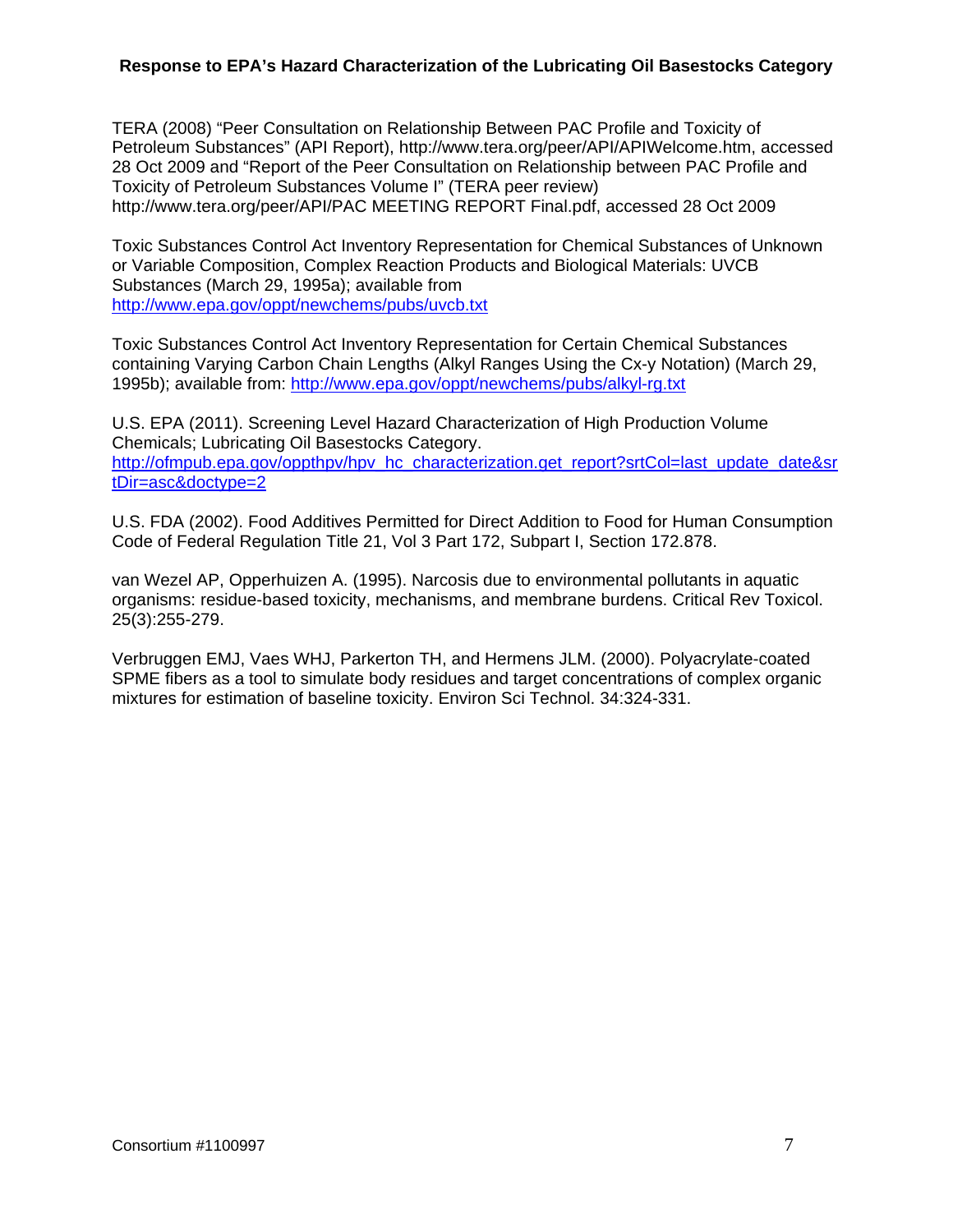TERA (2008) “Peer Consultation on Relationship Between PAC Profile and Toxicity of Petroleum Substances” (API Report), http://www.tera.org/peer/API/APIWelcome.htm, accessed 28 Oct 2009 and “Report of the Peer Consultation on Relationship between PAC Profile and Toxicity of Petroleum Substances Volume I” (TERA peer review) http://www.tera.org/peer/API/PAC MEETING REPORT Final.pdf, accessed 28 Oct 2009

Toxic Substances Control Act Inventory Representation for Chemical Substances of Unknown or Variable Composition, Complex Reaction Products and Biological Materials: UVCB Substances (March 29, 1995a); available from http://www.epa.gov/oppt/newchems/pubs/uvcb.txt

Toxic Substances Control Act Inventory Representation for Certain Chemical Substances containing Varying Carbon Chain Lengths (Alkyl Ranges Using the Cx-y Notation) (March 29, 1995b); available from: http://www.epa.gov/oppt/newchems/pubs/alkyl-rg.txt

U.S. EPA (2011). Screening Level Hazard Characterization of High Production Volume Chemicals; Lubricating Oil Basestocks Category. http://ofmpub.epa.gov/oppthpv/hpv_hc_characterization.get_report?srtCol=last_update_date&srtDir=asc&doctype=2

U.S. FDA (2002). Food Additives Permitted for Direct Addition to Food for Human Consumption Code of Federal Regulation Title 21, Vol 3 Part 172, Subpart I, Section 172.878.

van Wezel AP, Opperhuizen A. (1995). Narcosis due to environmental pollutants in aquatic organisms: residue-based toxicity, mechanisms, and membrane burdens. Critical Rev Toxicol. 25(3):255-279.

Verbruggen EMJ, Vaes WHJ, Parkerton TH, and Hermens JLM. (2000). Polyacrylate-coated SPME fibers as a tool to simulate body residues and target concentrations of complex organic mixtures for estimation of baseline toxicity. Environ Sci Technol. 34:324-331.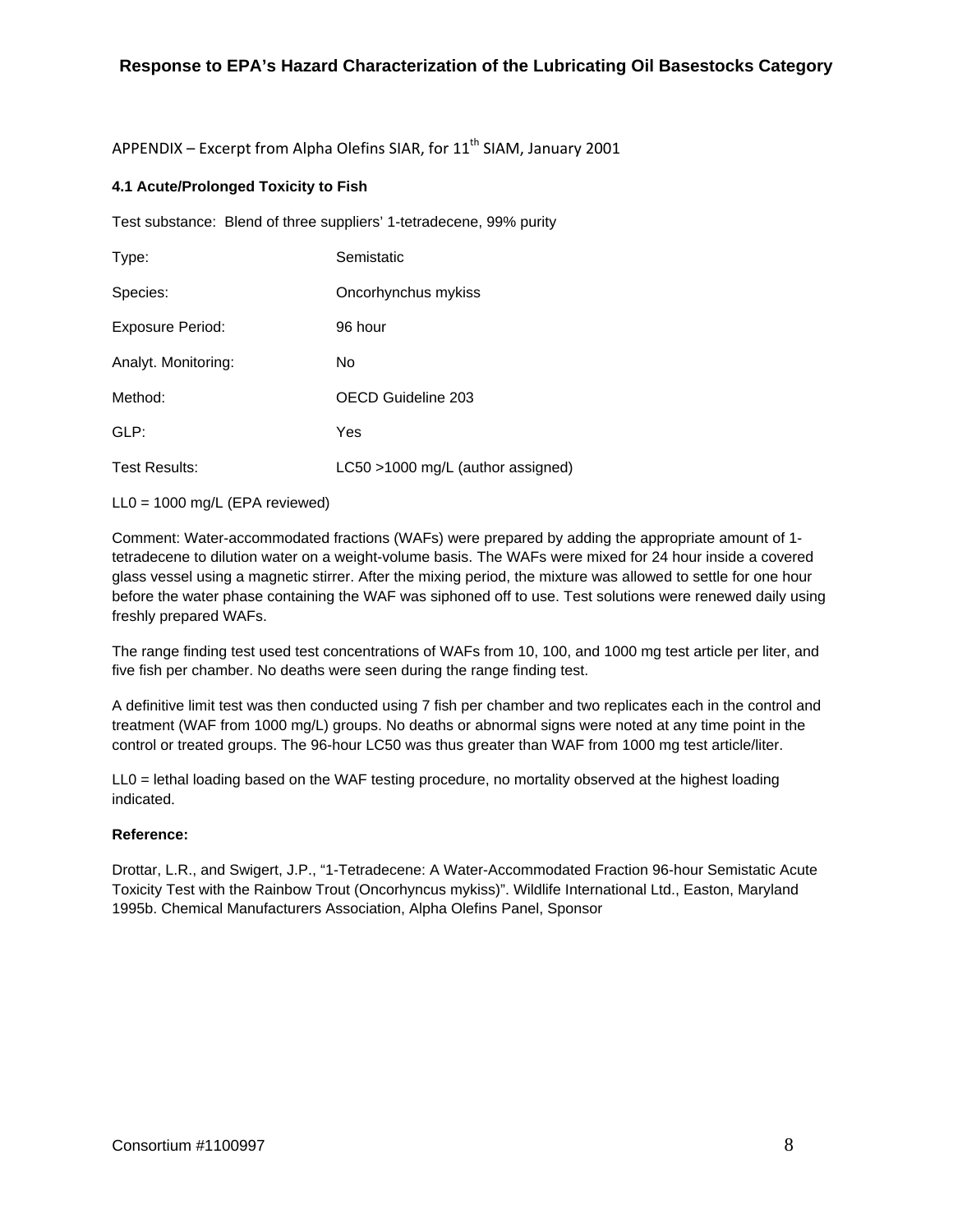APPENDIX – Excerpt from Alpha Olefins SIAR, for 11th SIAM, January 2001

### 4.1 Acute/Prolonged Toxicity to Fish

Test substance: Blend of three suppliers' 1-tetradecene, 99% purity

| | |
|---|---|
| Type: | Semistatic |
| Species: | Oncorhynchus mykiss |
| Exposure Period: | 96 hour |
| Analyt. Monitoring: | No |
| Method: | OECD Guideline 203 |
| GLP: | Yes |
| Test Results: | LC50 >1000 mg/L (author assigned) |

LL0 = 1000 mg/L (EPA reviewed)

Comment: Water-accommodated fractions (WAFs) were prepared by adding the appropriate amount of 1-tetradecene to dilution water on a weight-volume basis. The WAFs were mixed for 24 hour inside a covered glass vessel using a magnetic stirrer. After the mixing period, the mixture was allowed to settle for one hour before the water phase containing the WAF was siphoned off to use. Test solutions were renewed daily using freshly prepared WAFs.

The range finding test used test concentrations of WAFs from 10, 100, and 1000 mg test article per liter, and five fish per chamber. No deaths were seen during the range finding test.

A definitive limit test was then conducted using 7 fish per chamber and two replicates each in the control and treatment (WAF from 1000 mg/L) groups. No deaths or abnormal signs were noted at any time point in the control or treated groups. The 96-hour LC50 was thus greater than WAF from 1000 mg test article/liter.

LL0 = lethal loading based on the WAF testing procedure, no mortality observed at the highest loading indicated.

**Reference:**

Drottar, L.R., and Swigert, J.P., "1-Tetradecene: A Water-Accommodated Fraction 96-hour Semistatic Acute Toxicity Test with the Rainbow Trout (Oncorhyncus mykiss)". Wildlife International Ltd., Easton, Maryland 1995b. Chemical Manufacturers Association, Alpha Olefins Panel, Sponsor